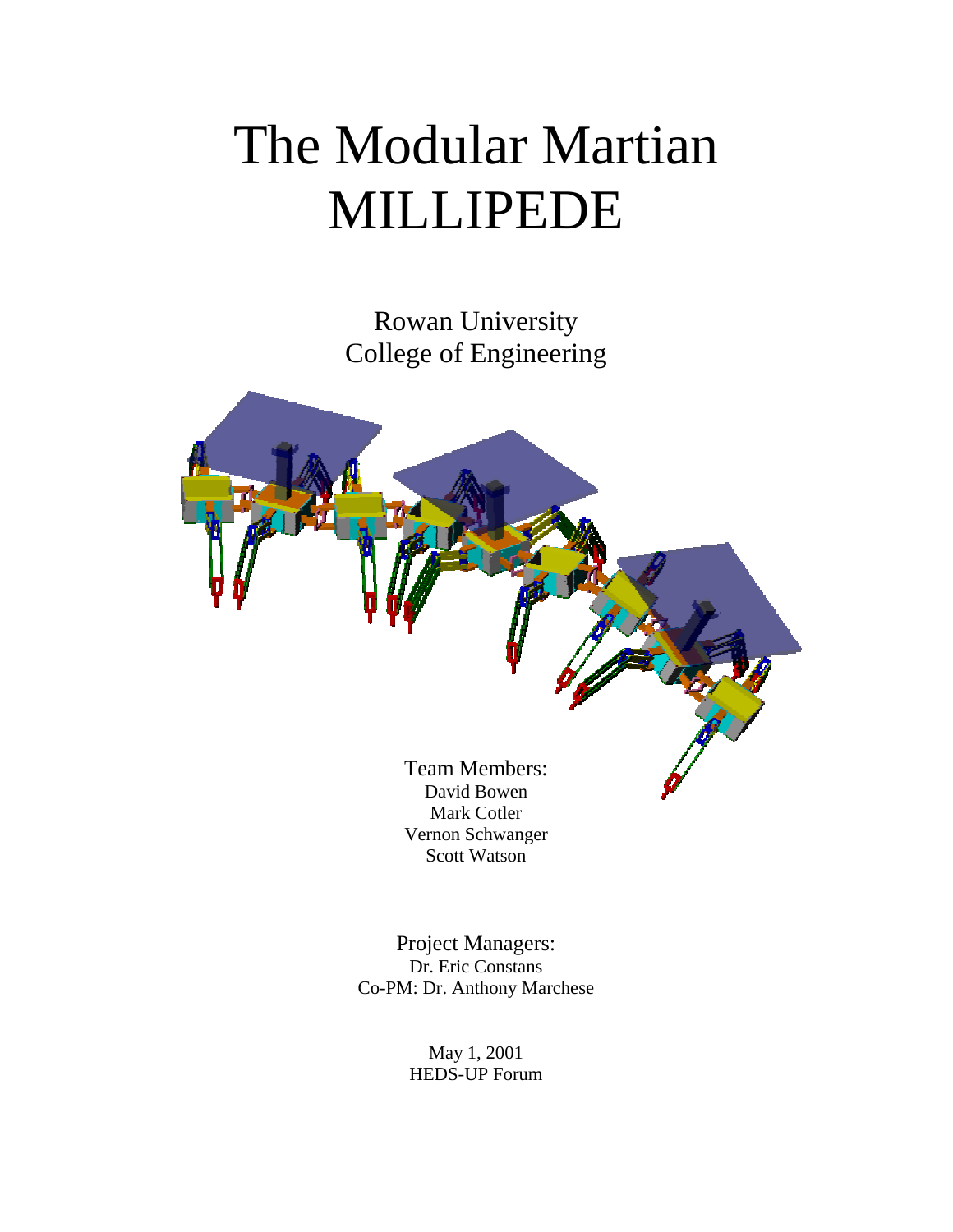# The Modular Martian MILLIPEDE

Rowan University
College of Engineering

Team Members:
David Bowen
Mark Cotler
Vernon Schwanger
Scott Watson

Project Managers:
Dr. Eric Constans
Co-PM: Dr. Anthony Marchese

May 1, 2001
HEDS-UP Forum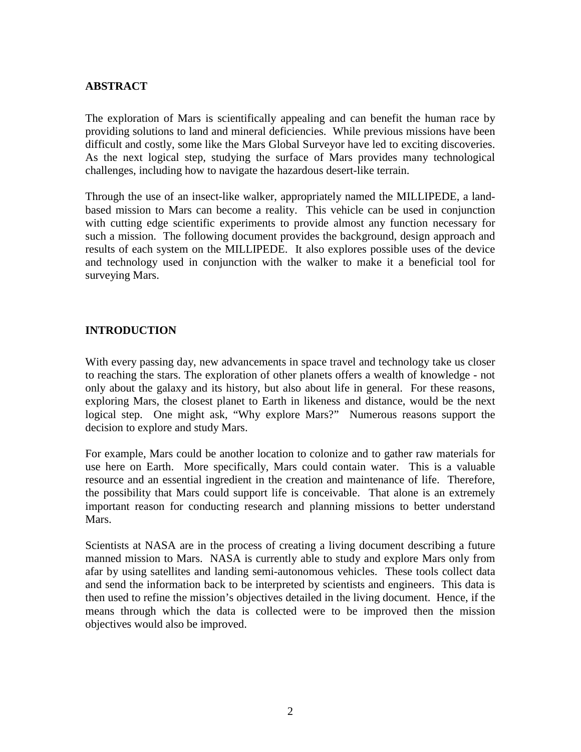## ABSTRACT

The exploration of Mars is scientifically appealing and can benefit the human race by providing solutions to land and mineral deficiencies. While previous missions have been difficult and costly, some like the Mars Global Surveyor have led to exciting discoveries. As the next logical step, studying the surface of Mars provides many technological challenges, including how to navigate the hazardous desert-like terrain.

Through the use of an insect-like walker, appropriately named the MILLIPEDE, a land-based mission to Mars can become a reality. This vehicle can be used in conjunction with cutting edge scientific experiments to provide almost any function necessary for such a mission. The following document provides the background, design approach and results of each system on the MILLIPEDE. It also explores possible uses of the device and technology used in conjunction with the walker to make it a beneficial tool for surveying Mars.

## INTRODUCTION

With every passing day, new advancements in space travel and technology take us closer to reaching the stars. The exploration of other planets offers a wealth of knowledge - not only about the galaxy and its history, but also about life in general. For these reasons, exploring Mars, the closest planet to Earth in likeness and distance, would be the next logical step. One might ask, "Why explore Mars?" Numerous reasons support the decision to explore and study Mars.

For example, Mars could be another location to colonize and to gather raw materials for use here on Earth. More specifically, Mars could contain water. This is a valuable resource and an essential ingredient in the creation and maintenance of life. Therefore, the possibility that Mars could support life is conceivable. That alone is an extremely important reason for conducting research and planning missions to better understand Mars.

Scientists at NASA are in the process of creating a living document describing a future manned mission to Mars. NASA is currently able to study and explore Mars only from afar by using satellites and landing semi-autonomous vehicles. These tools collect data and send the information back to be interpreted by scientists and engineers. This data is then used to refine the mission's objectives detailed in the living document. Hence, if the means through which the data is collected were to be improved then the mission objectives would also be improved.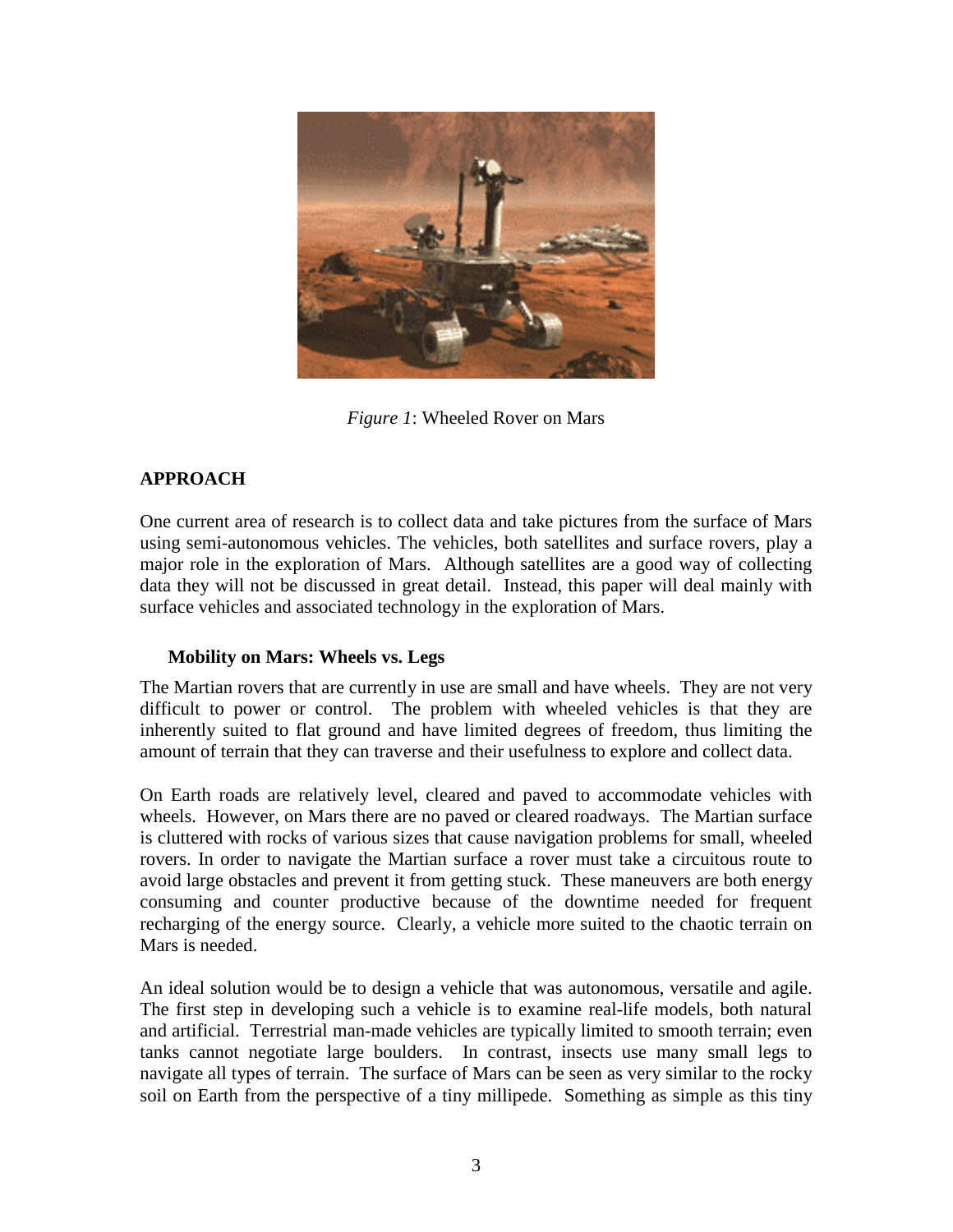*Figure 1*: Wheeled Rover on Mars

## APPROACH

One current area of research is to collect data and take pictures from the surface of Mars using semi-autonomous vehicles. The vehicles, both satellites and surface rovers, play a major role in the exploration of Mars. Although satellites are a good way of collecting data they will not be discussed in great detail. Instead, this paper will deal mainly with surface vehicles and associated technology in the exploration of Mars.

### Mobility on Mars: Wheels vs. Legs

The Martian rovers that are currently in use are small and have wheels. They are not very difficult to power or control. The problem with wheeled vehicles is that they are inherently suited to flat ground and have limited degrees of freedom, thus limiting the amount of terrain that they can traverse and their usefulness to explore and collect data.

On Earth roads are relatively level, cleared and paved to accommodate vehicles with wheels. However, on Mars there are no paved or cleared roadways. The Martian surface is cluttered with rocks of various sizes that cause navigation problems for small, wheeled rovers. In order to navigate the Martian surface a rover must take a circuitous route to avoid large obstacles and prevent it from getting stuck. These maneuvers are both energy consuming and counter productive because of the downtime needed for frequent recharging of the energy source. Clearly, a vehicle more suited to the chaotic terrain on Mars is needed.

An ideal solution would be to design a vehicle that was autonomous, versatile and agile. The first step in developing such a vehicle is to examine real-life models, both natural and artificial. Terrestrial man-made vehicles are typically limited to smooth terrain; even tanks cannot negotiate large boulders. In contrast, insects use many small legs to navigate all types of terrain. The surface of Mars can be seen as very similar to the rocky soil on Earth from the perspective of a tiny millipede. Something as simple as this tiny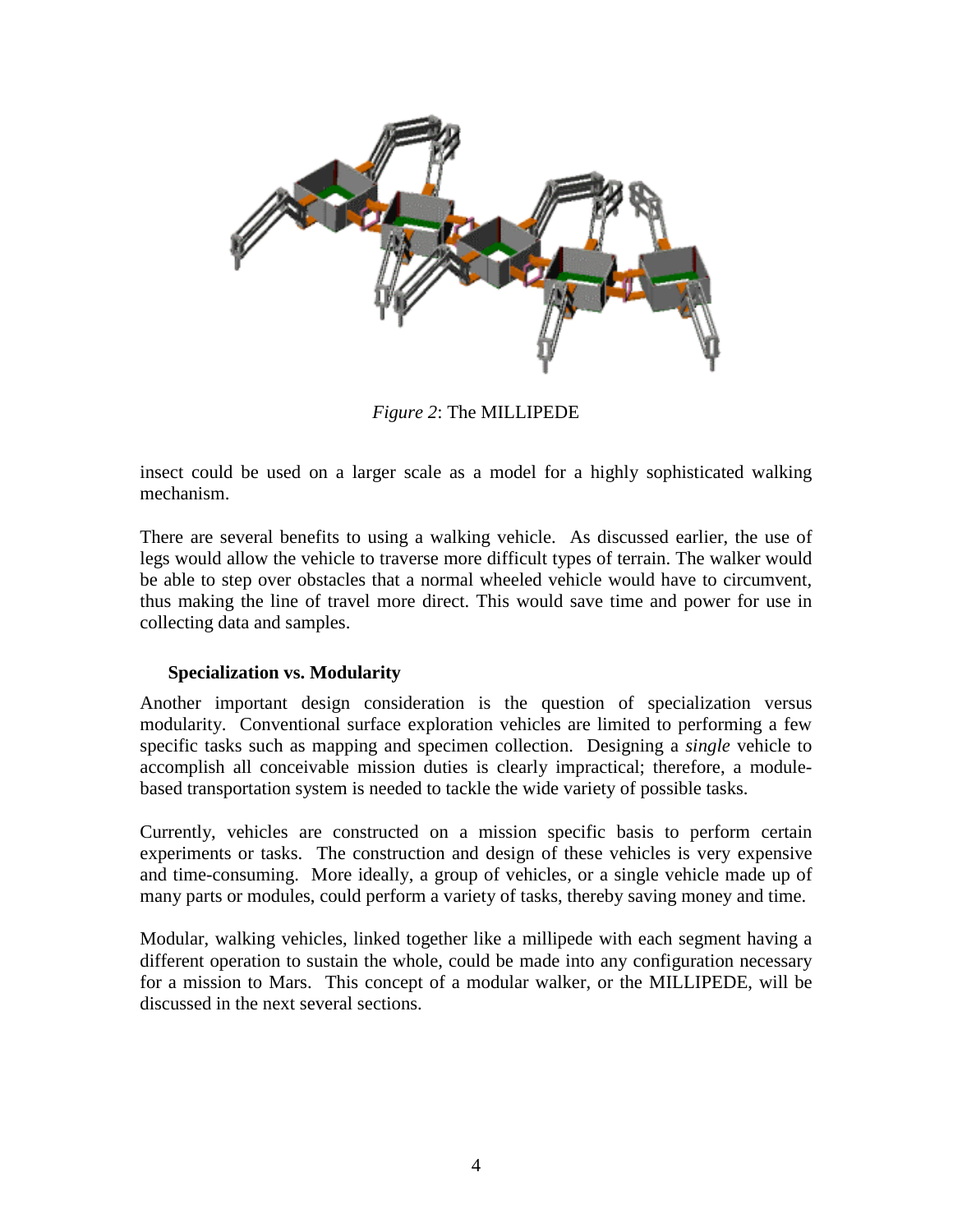*Figure 2*: The MILLIPEDE

insect could be used on a larger scale as a model for a highly sophisticated walking mechanism.

There are several benefits to using a walking vehicle. As discussed earlier, the use of legs would allow the vehicle to traverse more difficult types of terrain. The walker would be able to step over obstacles that a normal wheeled vehicle would have to circumvent, thus making the line of travel more direct. This would save time and power for use in collecting data and samples.

**Specialization vs. Modularity**

Another important design consideration is the question of specialization versus modularity. Conventional surface exploration vehicles are limited to performing a few specific tasks such as mapping and specimen collection. Designing a *single* vehicle to accomplish all conceivable mission duties is clearly impractical; therefore, a module-based transportation system is needed to tackle the wide variety of possible tasks.

Currently, vehicles are constructed on a mission specific basis to perform certain experiments or tasks. The construction and design of these vehicles is very expensive and time-consuming. More ideally, a group of vehicles, or a single vehicle made up of many parts or modules, could perform a variety of tasks, thereby saving money and time.

Modular, walking vehicles, linked together like a millipede with each segment having a different operation to sustain the whole, could be made into any configuration necessary for a mission to Mars. This concept of a modular walker, or the MILLIPEDE, will be discussed in the next several sections.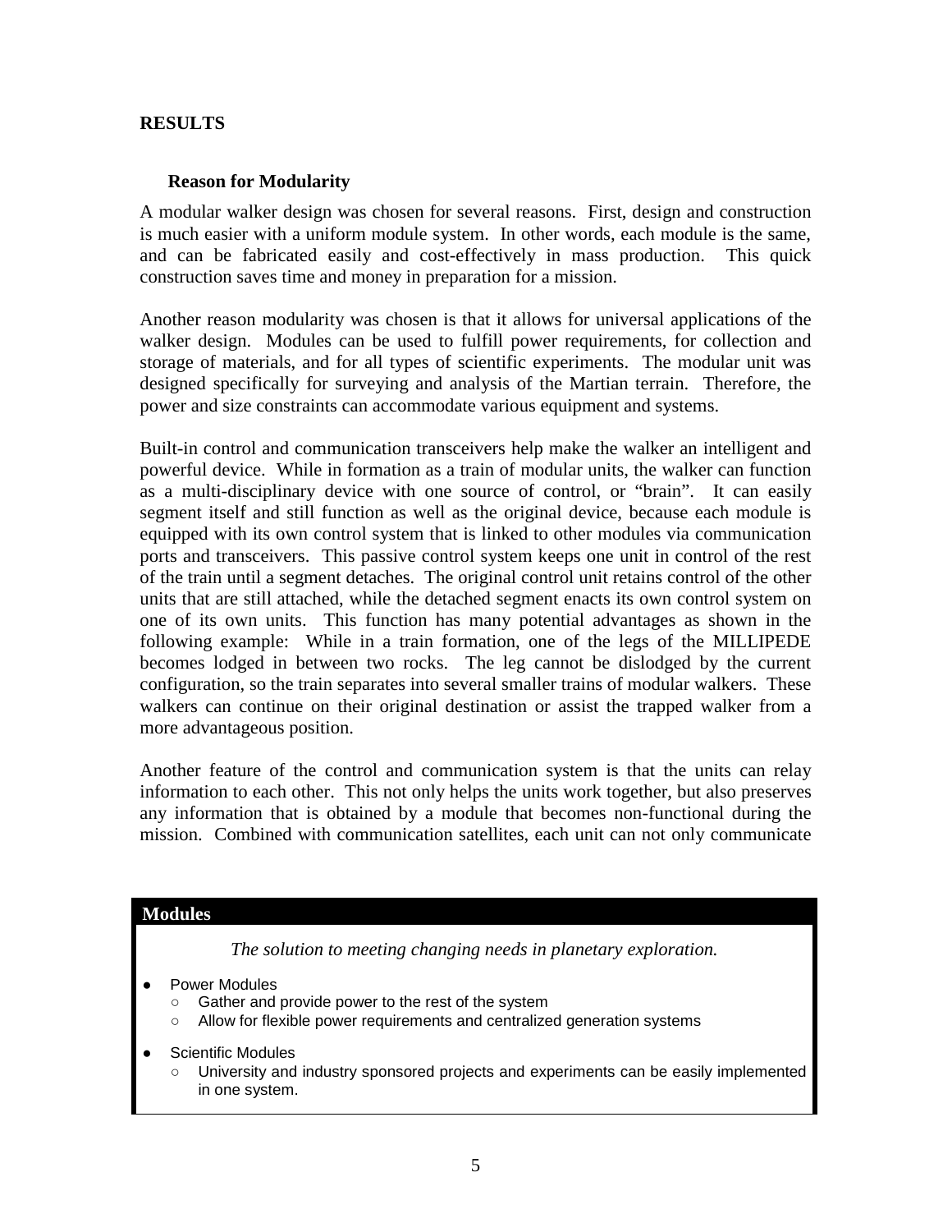## RESULTS

### Reason for Modularity

A modular walker design was chosen for several reasons. First, design and construction is much easier with a uniform module system. In other words, each module is the same, and can be fabricated easily and cost-effectively in mass production. This quick construction saves time and money in preparation for a mission.

Another reason modularity was chosen is that it allows for universal applications of the walker design. Modules can be used to fulfill power requirements, for collection and storage of materials, and for all types of scientific experiments. The modular unit was designed specifically for surveying and analysis of the Martian terrain. Therefore, the power and size constraints can accommodate various equipment and systems.

Built-in control and communication transceivers help make the walker an intelligent and powerful device. While in formation as a train of modular units, the walker can function as a multi-disciplinary device with one source of control, or "brain". It can easily segment itself and still function as well as the original device, because each module is equipped with its own control system that is linked to other modules via communication ports and transceivers. This passive control system keeps one unit in control of the rest of the train until a segment detaches. The original control unit retains control of the other units that are still attached, while the detached segment enacts its own control system on one of its own units. This function has many potential advantages as shown in the following example: While in a train formation, one of the legs of the MILLIPEDE becomes lodged in between two rocks. The leg cannot be dislodged by the current configuration, so the train separates into several smaller trains of modular walkers. These walkers can continue on their original destination or assist the trapped walker from a more advantageous position.

Another feature of the control and communication system is that the units can relay information to each other. This not only helps the units work together, but also preserves any information that is obtained by a module that becomes non-functional during the mission. Combined with communication satellites, each unit can not only communicate

**Modules**

*The solution to meeting changing needs in planetary exploration.*

- Power Modules
  - Gather and provide power to the rest of the system
  - Allow for flexible power requirements and centralized generation systems
- Scientific Modules
  - University and industry sponsored projects and experiments can be easily implemented in one system.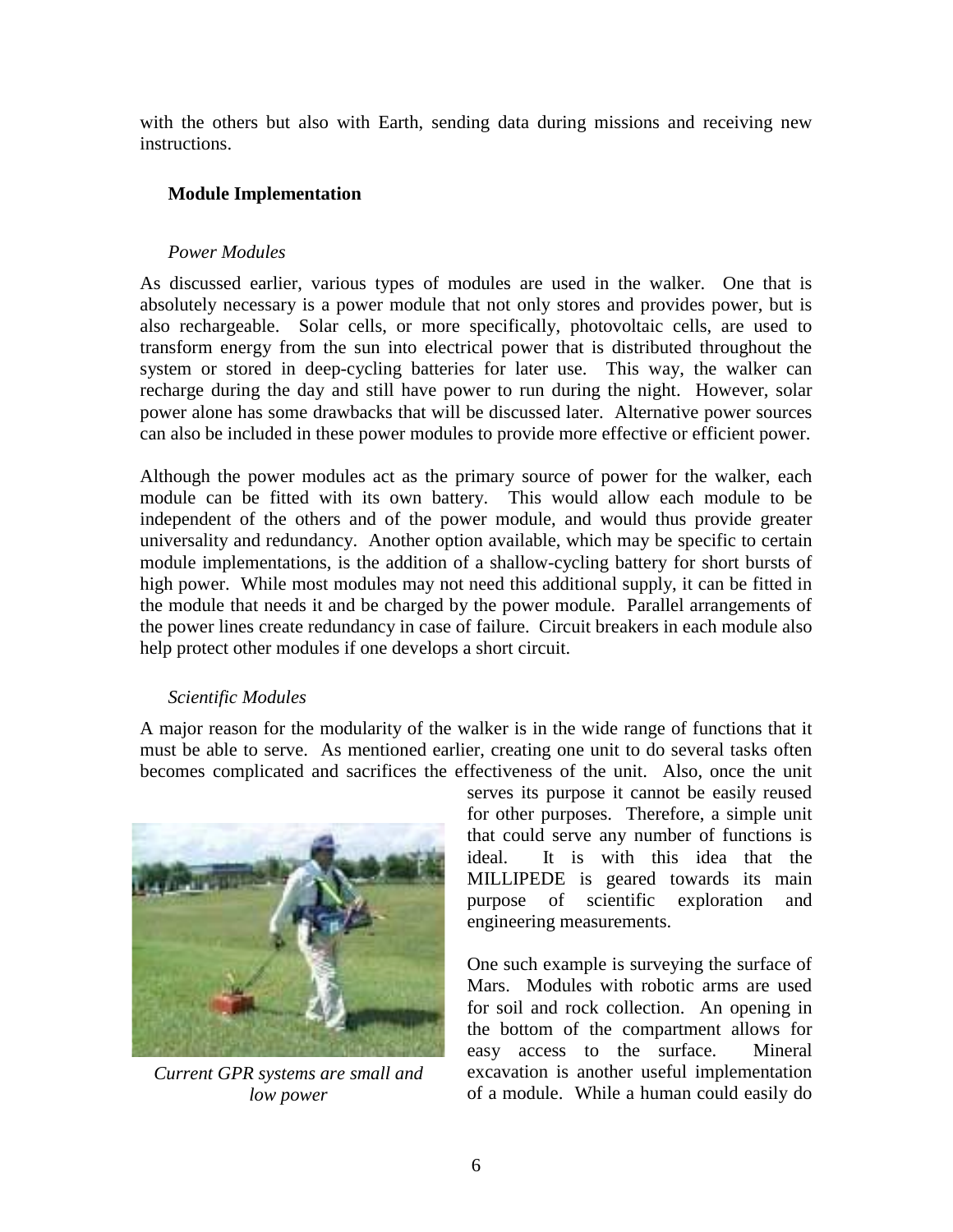with the others but also with Earth, sending data during missions and receiving new instructions.

## Module Implementation

### *Power Modules*

As discussed earlier, various types of modules are used in the walker. One that is absolutely necessary is a power module that not only stores and provides power, but is also rechargeable. Solar cells, or more specifically, photovoltaic cells, are used to transform energy from the sun into electrical power that is distributed throughout the system or stored in deep-cycling batteries for later use. This way, the walker can recharge during the day and still have power to run during the night. However, solar power alone has some drawbacks that will be discussed later. Alternative power sources can also be included in these power modules to provide more effective or efficient power.

Although the power modules act as the primary source of power for the walker, each module can be fitted with its own battery. This would allow each module to be independent of the others and of the power module, and would thus provide greater universality and redundancy. Another option available, which may be specific to certain module implementations, is the addition of a shallow-cycling battery for short bursts of high power. While most modules may not need this additional supply, it can be fitted in the module that needs it and be charged by the power module. Parallel arrangements of the power lines create redundancy in case of failure. Circuit breakers in each module also help protect other modules if one develops a short circuit.

### *Scientific Modules*

A major reason for the modularity of the walker is in the wide range of functions that it must be able to serve. As mentioned earlier, creating one unit to do several tasks often becomes complicated and sacrifices the effectiveness of the unit. Also, once the unit serves its purpose it cannot be easily reused for other purposes. Therefore, a simple unit that could serve any number of functions is ideal. It is with this idea that the MILLIPEDE is geared towards its main purpose of scientific exploration and engineering measurements.

*Current GPR systems are small and low power*

One such example is surveying the surface of Mars. Modules with robotic arms are used for soil and rock collection. An opening in the bottom of the compartment allows for easy access to the surface. Mineral excavation is another useful implementation of a module. While a human could easily do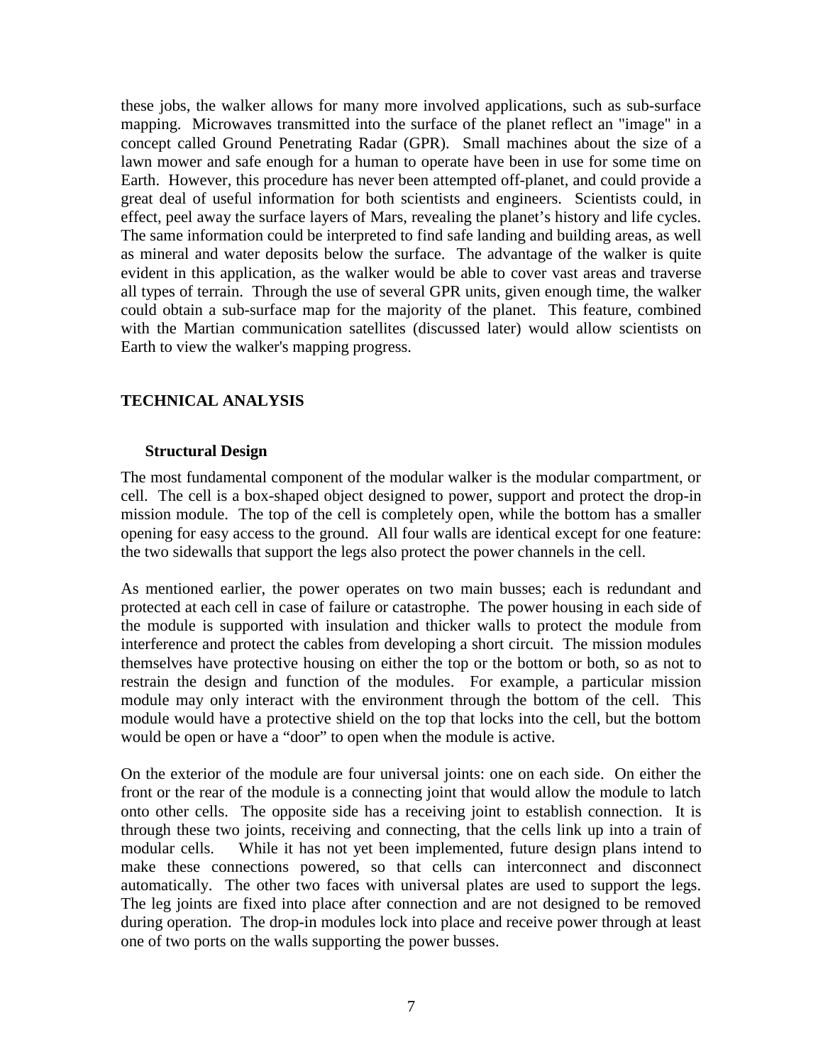these jobs, the walker allows for many more involved applications, such as sub-surface mapping. Microwaves transmitted into the surface of the planet reflect an "image" in a concept called Ground Penetrating Radar (GPR). Small machines about the size of a lawn mower and safe enough for a human to operate have been in use for some time on Earth. However, this procedure has never been attempted off-planet, and could provide a great deal of useful information for both scientists and engineers. Scientists could, in effect, peel away the surface layers of Mars, revealing the planet's history and life cycles. The same information could be interpreted to find safe landing and building areas, as well as mineral and water deposits below the surface. The advantage of the walker is quite evident in this application, as the walker would be able to cover vast areas and traverse all types of terrain. Through the use of several GPR units, given enough time, the walker could obtain a sub-surface map for the majority of the planet. This feature, combined with the Martian communication satellites (discussed later) would allow scientists on Earth to view the walker's mapping progress.

## TECHNICAL ANALYSIS

### Structural Design

The most fundamental component of the modular walker is the modular compartment, or cell. The cell is a box-shaped object designed to power, support and protect the drop-in mission module. The top of the cell is completely open, while the bottom has a smaller opening for easy access to the ground. All four walls are identical except for one feature: the two sidewalls that support the legs also protect the power channels in the cell.

As mentioned earlier, the power operates on two main busses; each is redundant and protected at each cell in case of failure or catastrophe. The power housing in each side of the module is supported with insulation and thicker walls to protect the module from interference and protect the cables from developing a short circuit. The mission modules themselves have protective housing on either the top or the bottom or both, so as not to restrain the design and function of the modules. For example, a particular mission module may only interact with the environment through the bottom of the cell. This module would have a protective shield on the top that locks into the cell, but the bottom would be open or have a "door" to open when the module is active.

On the exterior of the module are four universal joints: one on each side. On either the front or the rear of the module is a connecting joint that would allow the module to latch onto other cells. The opposite side has a receiving joint to establish connection. It is through these two joints, receiving and connecting, that the cells link up into a train of modular cells. While it has not yet been implemented, future design plans intend to make these connections powered, so that cells can interconnect and disconnect automatically. The other two faces with universal plates are used to support the legs. The leg joints are fixed into place after connection and are not designed to be removed during operation. The drop-in modules lock into place and receive power through at least one of two ports on the walls supporting the power busses.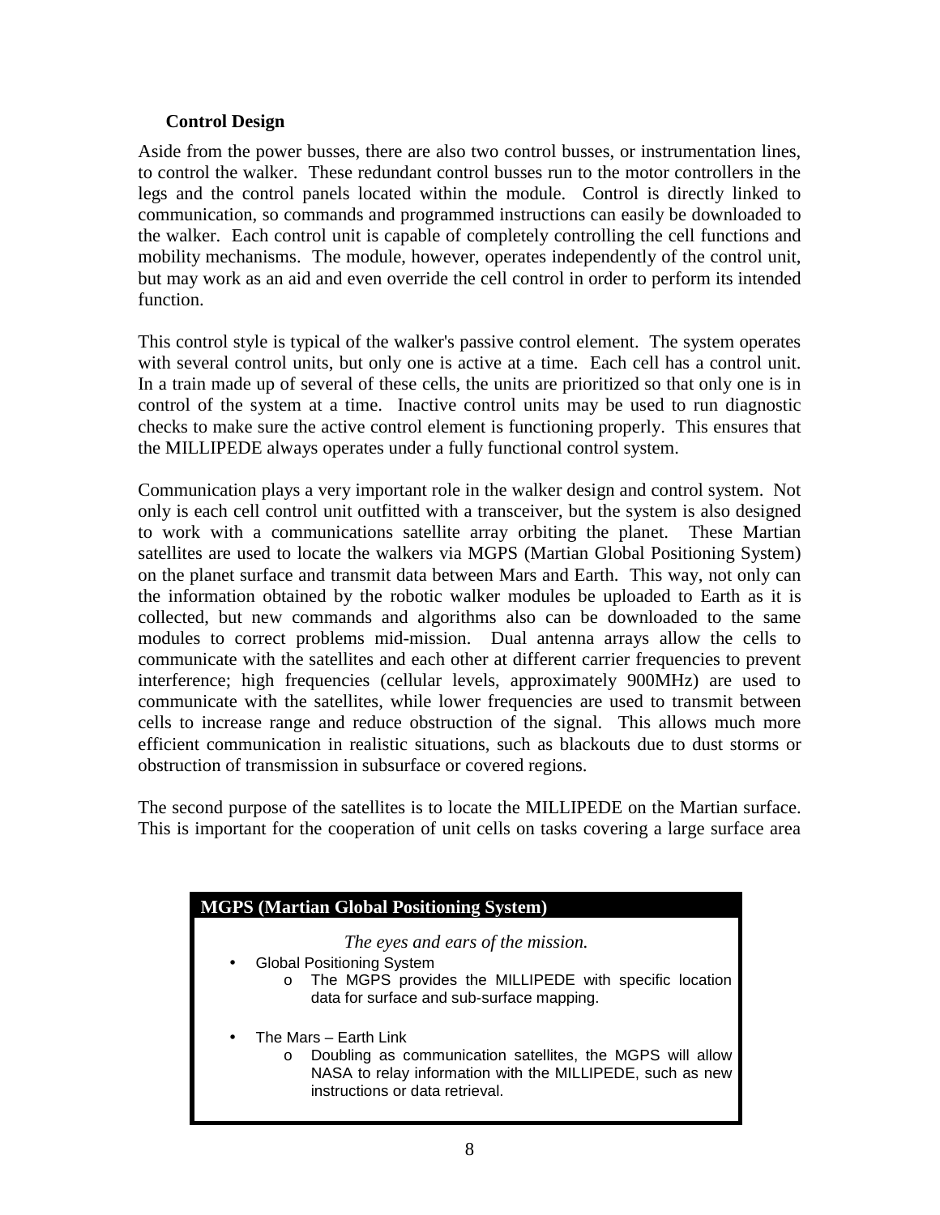### Control Design

Aside from the power busses, there are also two control busses, or instrumentation lines, to control the walker. These redundant control busses run to the motor controllers in the legs and the control panels located within the module. Control is directly linked to communication, so commands and programmed instructions can easily be downloaded to the walker. Each control unit is capable of completely controlling the cell functions and mobility mechanisms. The module, however, operates independently of the control unit, but may work as an aid and even override the cell control in order to perform its intended function.

This control style is typical of the walker's passive control element. The system operates with several control units, but only one is active at a time. Each cell has a control unit. In a train made up of several of these cells, the units are prioritized so that only one is in control of the system at a time. Inactive control units may be used to run diagnostic checks to make sure the active control element is functioning properly. This ensures that the MILLIPEDE always operates under a fully functional control system.

Communication plays a very important role in the walker design and control system. Not only is each cell control unit outfitted with a transceiver, but the system is also designed to work with a communications satellite array orbiting the planet. These Martian satellites are used to locate the walkers via MGPS (Martian Global Positioning System) on the planet surface and transmit data between Mars and Earth. This way, not only can the information obtained by the robotic walker modules be uploaded to Earth as it is collected, but new commands and algorithms also can be downloaded to the same modules to correct problems mid-mission. Dual antenna arrays allow the cells to communicate with the satellites and each other at different carrier frequencies to prevent interference; high frequencies (cellular levels, approximately 900MHz) are used to communicate with the satellites, while lower frequencies are used to transmit between cells to increase range and reduce obstruction of the signal. This allows much more efficient communication in realistic situations, such as blackouts due to dust storms or obstruction of transmission in subsurface or covered regions.

The second purpose of the satellites is to locate the MILLIPEDE on the Martian surface. This is important for the cooperation of unit cells on tasks covering a large surface area

**MGPS (Martian Global Positioning System)**

*The eyes and ears of the mission.*

- Global Positioning System
  - The MGPS provides the MILLIPEDE with specific location data for surface and sub-surface mapping.
- The Mars – Earth Link
  - Doubling as communication satellites, the MGPS will allow NASA to relay information with the MILLIPEDE, such as new instructions or data retrieval.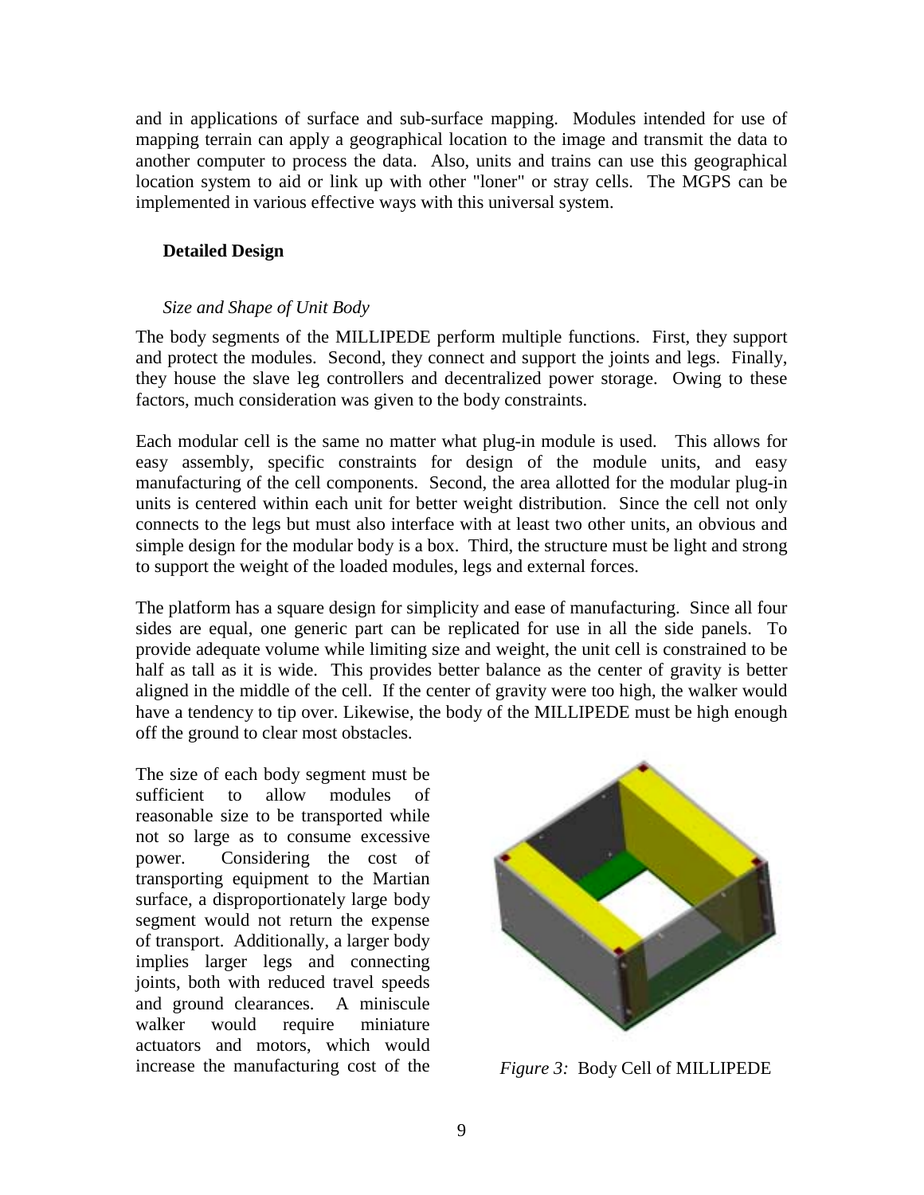and in applications of surface and sub-surface mapping. Modules intended for use of mapping terrain can apply a geographical location to the image and transmit the data to another computer to process the data. Also, units and trains can use this geographical location system to aid or link up with other "loner" or stray cells. The MGPS can be implemented in various effective ways with this universal system.

## Detailed Design

### *Size and Shape of Unit Body*

The body segments of the MILLIPEDE perform multiple functions. First, they support and protect the modules. Second, they connect and support the joints and legs. Finally, they house the slave leg controllers and decentralized power storage. Owing to these factors, much consideration was given to the body constraints.

Each modular cell is the same no matter what plug-in module is used. This allows for easy assembly, specific constraints for design of the module units, and easy manufacturing of the cell components. Second, the area allotted for the modular plug-in units is centered within each unit for better weight distribution. Since the cell not only connects to the legs but must also interface with at least two other units, an obvious and simple design for the modular body is a box. Third, the structure must be light and strong to support the weight of the loaded modules, legs and external forces.

The platform has a square design for simplicity and ease of manufacturing. Since all four sides are equal, one generic part can be replicated for use in all the side panels. To provide adequate volume while limiting size and weight, the unit cell is constrained to be half as tall as it is wide. This provides better balance as the center of gravity is better aligned in the middle of the cell. If the center of gravity were too high, the walker would have a tendency to tip over. Likewise, the body of the MILLIPEDE must be high enough off the ground to clear most obstacles.

The size of each body segment must be sufficient to allow modules of reasonable size to be transported while not so large as to consume excessive power. Considering the cost of transporting equipment to the Martian surface, a disproportionately large body segment would not return the expense of transport. Additionally, a larger body implies larger legs and connecting joints, both with reduced travel speeds and ground clearances. A miniscule walker would require miniature actuators and motors, which would increase the manufacturing cost of the

*Figure 3:* Body Cell of MILLIPEDE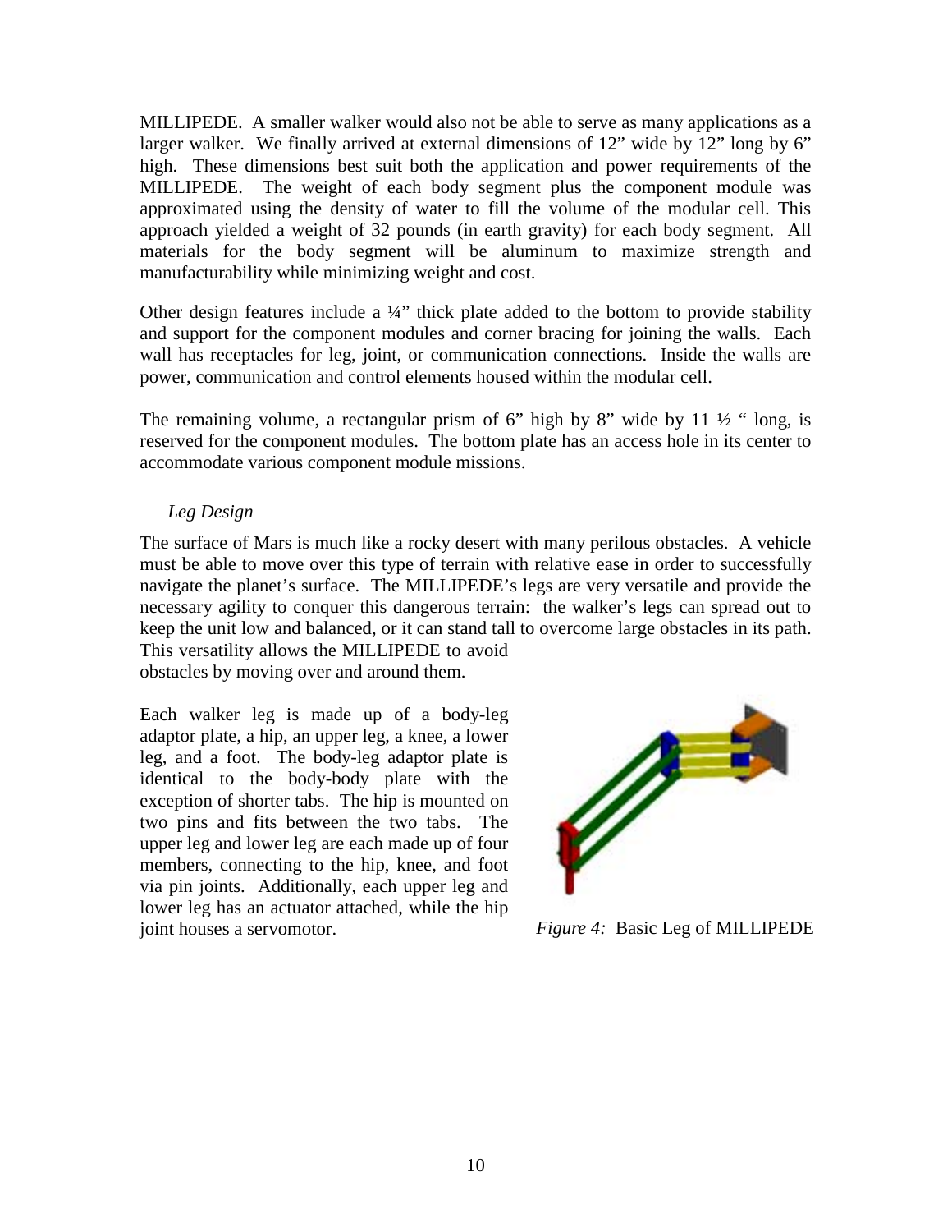MILLIPEDE. A smaller walker would also not be able to serve as many applications as a larger walker. We finally arrived at external dimensions of 12" wide by 12" long by 6" high. These dimensions best suit both the application and power requirements of the MILLIPEDE. The weight of each body segment plus the component module was approximated using the density of water to fill the volume of the modular cell. This approach yielded a weight of 32 pounds (in earth gravity) for each body segment. All materials for the body segment will be aluminum to maximize strength and manufacturability while minimizing weight and cost.

Other design features include a ¼" thick plate added to the bottom to provide stability and support for the component modules and corner bracing for joining the walls. Each wall has receptacles for leg, joint, or communication connections. Inside the walls are power, communication and control elements housed within the modular cell.

The remaining volume, a rectangular prism of 6" high by 8" wide by 11 ½ " long, is reserved for the component modules. The bottom plate has an access hole in its center to accommodate various component module missions.

*Leg Design*

The surface of Mars is much like a rocky desert with many perilous obstacles. A vehicle must be able to move over this type of terrain with relative ease in order to successfully navigate the planet's surface. The MILLIPEDE's legs are very versatile and provide the necessary agility to conquer this dangerous terrain: the walker's legs can spread out to keep the unit low and balanced, or it can stand tall to overcome large obstacles in its path. This versatility allows the MILLIPEDE to avoid obstacles by moving over and around them.

Each walker leg is made up of a body-leg adaptor plate, a hip, an upper leg, a knee, a lower leg, and a foot. The body-leg adaptor plate is identical to the body-body plate with the exception of shorter tabs. The hip is mounted on two pins and fits between the two tabs. The upper leg and lower leg are each made up of four members, connecting to the hip, knee, and foot via pin joints. Additionally, each upper leg and lower leg has an actuator attached, while the hip joint houses a servomotor.

*Figure 4:* Basic Leg of MILLIPEDE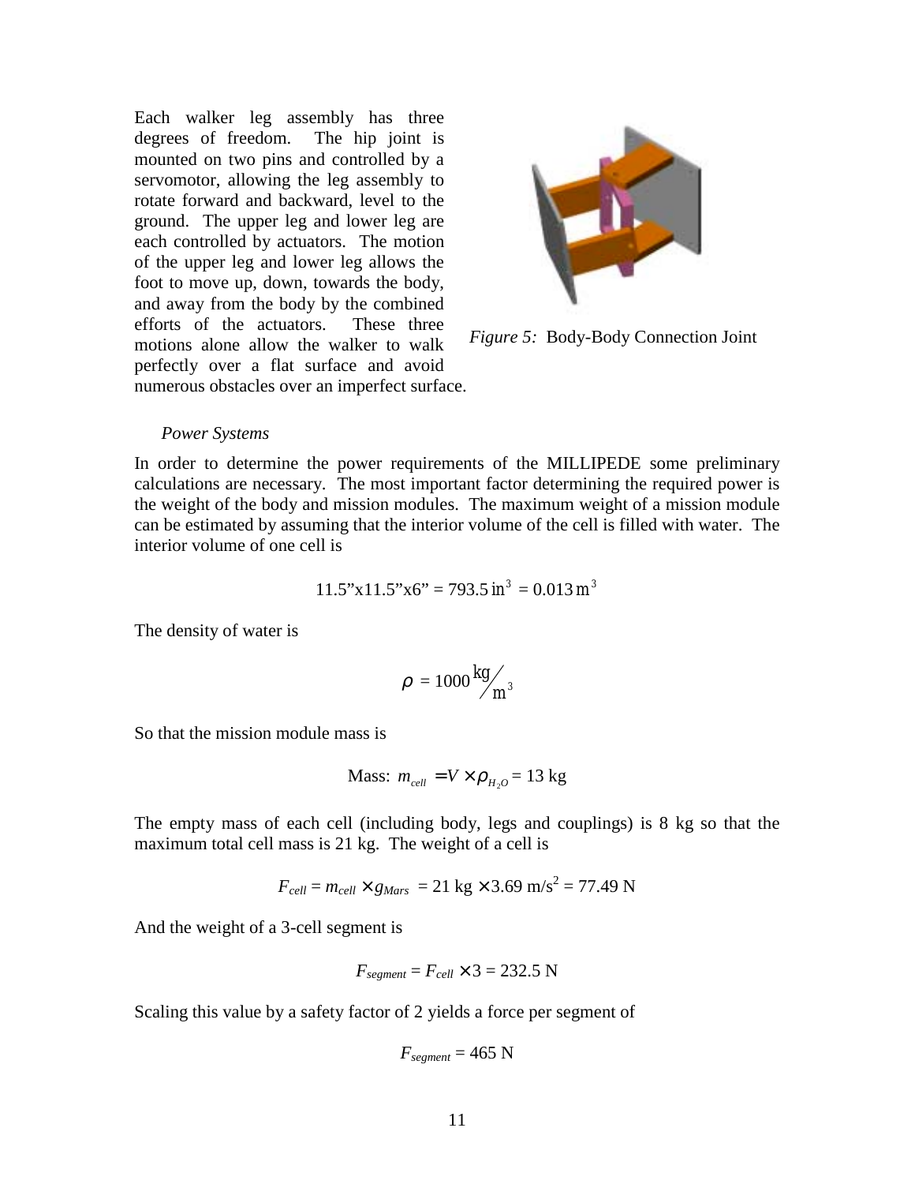Each walker leg assembly has three degrees of freedom. The hip joint is mounted on two pins and controlled by a servomotor, allowing the leg assembly to rotate forward and backward, level to the ground. The upper leg and lower leg are each controlled by actuators. The motion of the upper leg and lower leg allows the foot to move up, down, towards the body, and away from the body by the combined efforts of the actuators. These three motions alone allow the walker to walk perfectly over a flat surface and avoid numerous obstacles over an imperfect surface.

*Figure 5:* Body-Body Connection Joint

*Power Systems*

In order to determine the power requirements of the MILLIPEDE some preliminary calculations are necessary. The most important factor determining the required power is the weight of the body and mission modules. The maximum weight of a mission module can be estimated by assuming that the interior volume of the cell is filled with water. The interior volume of one cell is

$$11.5\text{"} \times 11.5\text{"} \times 6\text{"} = 793.5\,\text{in}^3 = 0.013\,\text{m}^3$$

The density of water is

$$\rho = 1000\,\text{kg}/\text{m}^3$$

So that the mission module mass is

$$\text{Mass: } m_{cell} = V \times \rho_{H_2O} = 13\text{ kg}$$

The empty mass of each cell (including body, legs and couplings) is 8 kg so that the maximum total cell mass is 21 kg. The weight of a cell is

$$F_{cell} = m_{cell} \times g_{Mars} = 21\text{ kg} \times 3.69\text{ m/s}^2 = 77.49\text{ N}$$

And the weight of a 3-cell segment is

$$F_{segment} = F_{cell} \times 3 = 232.5\text{ N}$$

Scaling this value by a safety factor of 2 yields a force per segment of

$$F_{segment} = 465\text{ N}$$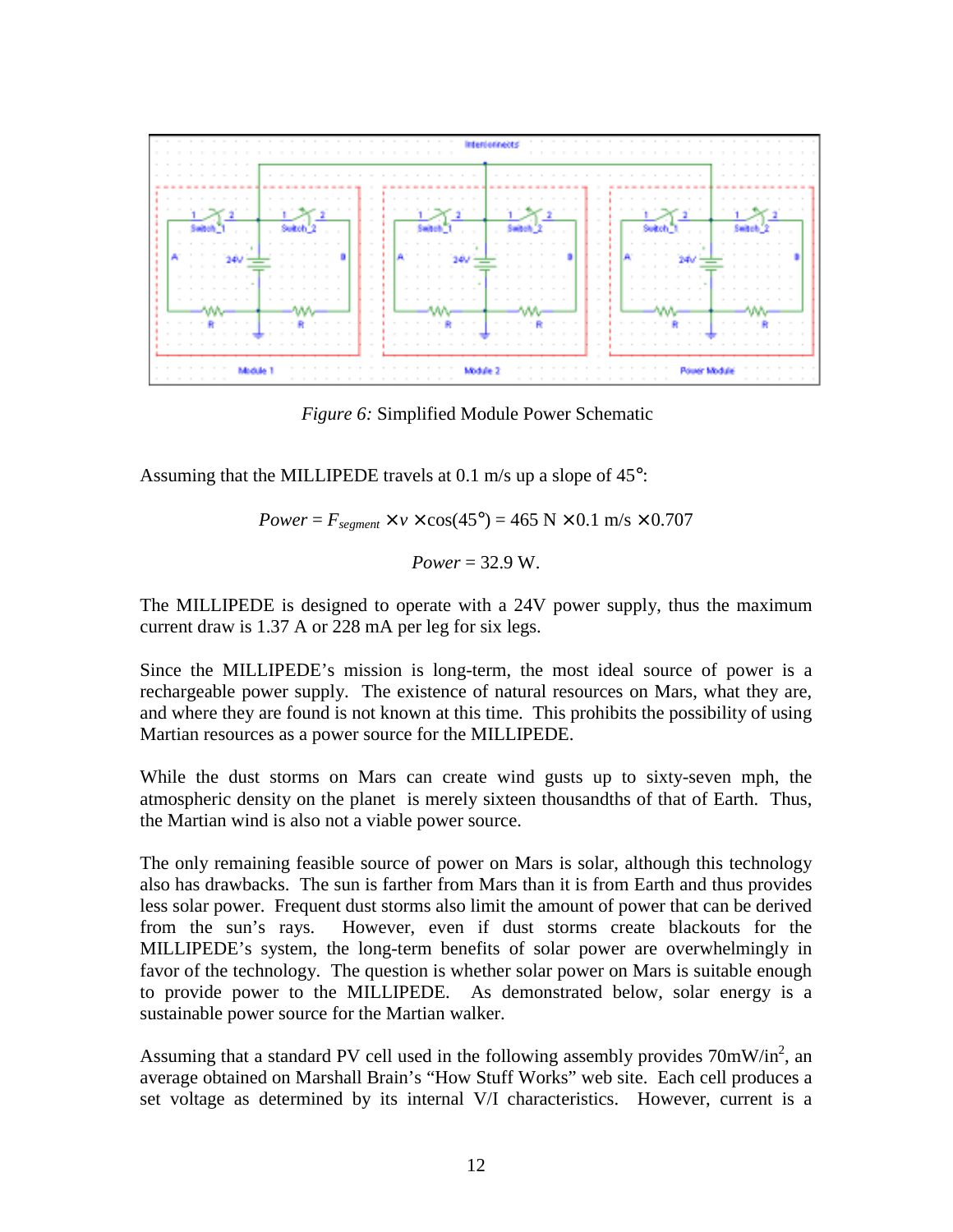*Figure 6:* Simplified Module Power Schematic

Assuming that the MILLIPEDE travels at 0.1 m/s up a slope of 45°:

$$Power = F_{segment} \times v \times \cos(45°) = 465 \text{ N} \times 0.1 \text{ m/s} \times 0.707$$

$$Power = 32.9 \text{ W}.$$

The MILLIPEDE is designed to operate with a 24V power supply, thus the maximum current draw is 1.37 A or 228 mA per leg for six legs.

Since the MILLIPEDE's mission is long-term, the most ideal source of power is a rechargeable power supply. The existence of natural resources on Mars, what they are, and where they are found is not known at this time. This prohibits the possibility of using Martian resources as a power source for the MILLIPEDE.

While the dust storms on Mars can create wind gusts up to sixty-seven mph, the atmospheric density on the planet is merely sixteen thousandths of that of Earth. Thus, the Martian wind is also not a viable power source.

The only remaining feasible source of power on Mars is solar, although this technology also has drawbacks. The sun is farther from Mars than it is from Earth and thus provides less solar power. Frequent dust storms also limit the amount of power that can be derived from the sun's rays. However, even if dust storms create blackouts for the MILLIPEDE's system, the long-term benefits of solar power are overwhelmingly in favor of the technology. The question is whether solar power on Mars is suitable enough to provide power to the MILLIPEDE. As demonstrated below, solar energy is a sustainable power source for the Martian walker.

Assuming that a standard PV cell used in the following assembly provides $70\text{mW/in}^2$, an average obtained on Marshall Brain's "How Stuff Works" web site. Each cell produces a set voltage as determined by its internal V/I characteristics. However, current is a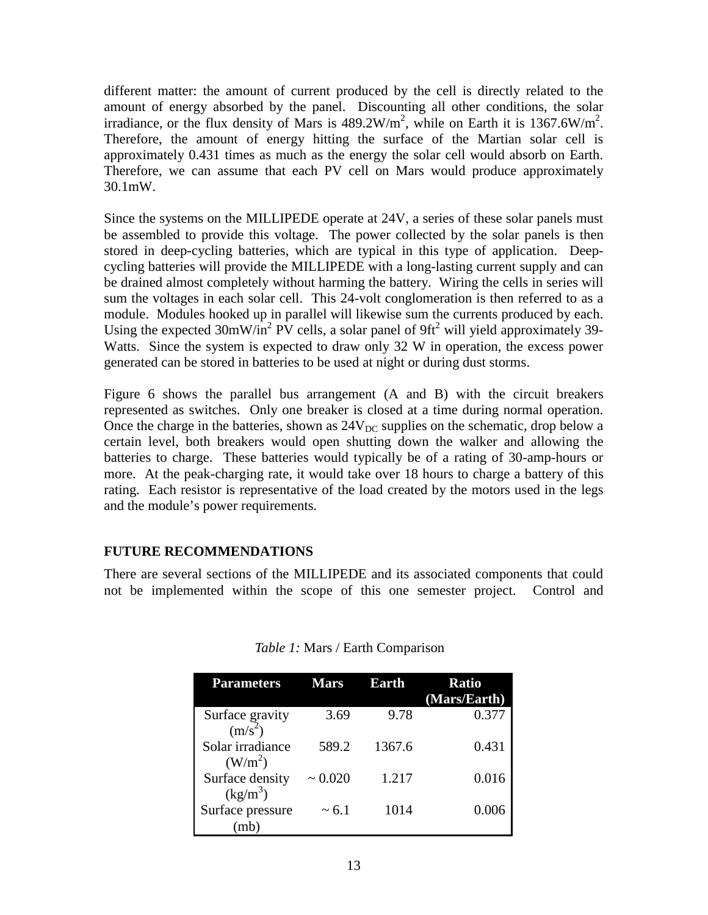different matter: the amount of current produced by the cell is directly related to the amount of energy absorbed by the panel. Discounting all other conditions, the solar irradiance, or the flux density of Mars is $489.2\text{W/m}^2$, while on Earth it is $1367.6\text{W/m}^2$. Therefore, the amount of energy hitting the surface of the Martian solar cell is approximately 0.431 times as much as the energy the solar cell would absorb on Earth. Therefore, we can assume that each PV cell on Mars would produce approximately 30.1mW.

Since the systems on the MILLIPEDE operate at 24V, a series of these solar panels must be assembled to provide this voltage. The power collected by the solar panels is then stored in deep-cycling batteries, which are typical in this type of application. Deep-cycling batteries will provide the MILLIPEDE with a long-lasting current supply and can be drained almost completely without harming the battery. Wiring the cells in series will sum the voltages in each solar cell. This 24-volt conglomeration is then referred to as a module. Modules hooked up in parallel will likewise sum the currents produced by each. Using the expected $30\text{mW/in}^2$ PV cells, a solar panel of $9\text{ft}^2$ will yield approximately 39-Watts. Since the system is expected to draw only 32 W in operation, the excess power generated can be stored in batteries to be used at night or during dust storms.

Figure 6 shows the parallel bus arrangement (A and B) with the circuit breakers represented as switches. Only one breaker is closed at a time during normal operation. Once the charge in the batteries, shown as $24\text{V}_{DC}$ supplies on the schematic, drop below a certain level, both breakers would open shutting down the walker and allowing the batteries to charge. These batteries would typically be of a rating of 30-amp-hours or more. At the peak-charging rate, it would take over 18 hours to charge a battery of this rating. Each resistor is representative of the load created by the motors used in the legs and the module's power requirements.

## FUTURE RECOMMENDATIONS

There are several sections of the MILLIPEDE and its associated components that could not be implemented within the scope of this one semester project. Control and

*Table 1:* Mars / Earth Comparison

| Parameters | Mars | Earth | Ratio (Mars/Earth) |
|---|---|---|---|
| Surface gravity ($\text{m/s}^2$) | 3.69 | 9.78 | 0.377 |
| Solar irradiance ($\text{W/m}^2$) | 589.2 | 1367.6 | 0.431 |
| Surface density ($\text{kg/m}^3$) | ~ 0.020 | 1.217 | 0.016 |
| Surface pressure (mb) | ~ 6.1 | 1014 | 0.006 |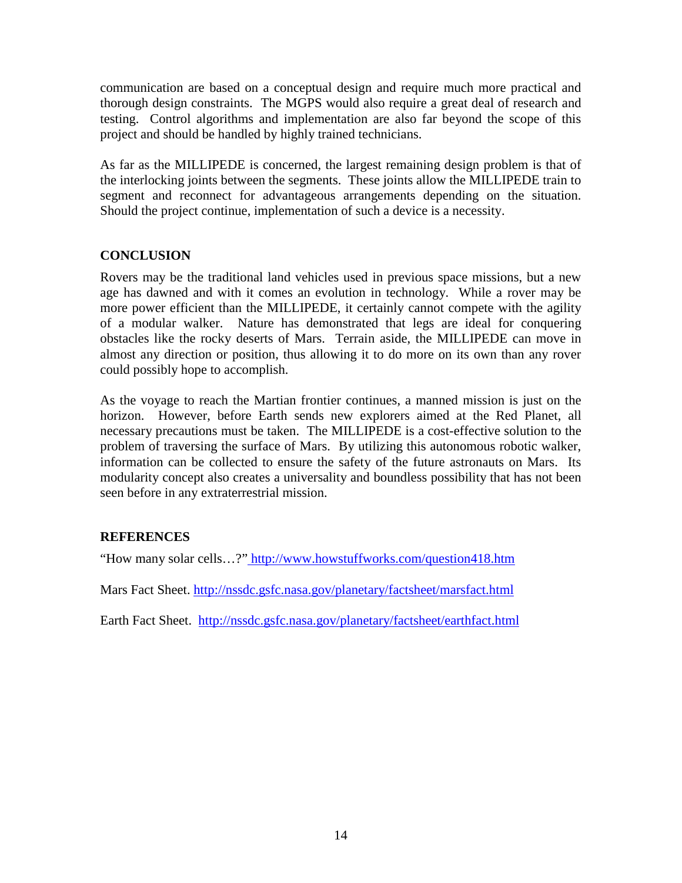communication are based on a conceptual design and require much more practical and thorough design constraints. The MGPS would also require a great deal of research and testing. Control algorithms and implementation are also far beyond the scope of this project and should be handled by highly trained technicians.

As far as the MILLIPEDE is concerned, the largest remaining design problem is that of the interlocking joints between the segments. These joints allow the MILLIPEDE train to segment and reconnect for advantageous arrangements depending on the situation. Should the project continue, implementation of such a device is a necessity.

## CONCLUSION

Rovers may be the traditional land vehicles used in previous space missions, but a new age has dawned and with it comes an evolution in technology. While a rover may be more power efficient than the MILLIPEDE, it certainly cannot compete with the agility of a modular walker. Nature has demonstrated that legs are ideal for conquering obstacles like the rocky deserts of Mars. Terrain aside, the MILLIPEDE can move in almost any direction or position, thus allowing it to do more on its own than any rover could possibly hope to accomplish.

As the voyage to reach the Martian frontier continues, a manned mission is just on the horizon. However, before Earth sends new explorers aimed at the Red Planet, all necessary precautions must be taken. The MILLIPEDE is a cost-effective solution to the problem of traversing the surface of Mars. By utilizing this autonomous robotic walker, information can be collected to ensure the safety of the future astronauts on Mars. Its modularity concept also creates a universality and boundless possibility that has not been seen before in any extraterrestrial mission.

## REFERENCES

"How many solar cells…?" http://www.howstuffworks.com/question418.htm

Mars Fact Sheet. http://nssdc.gsfc.nasa.gov/planetary/factsheet/marsfact.html

Earth Fact Sheet. http://nssdc.gsfc.nasa.gov/planetary/factsheet/earthfact.html